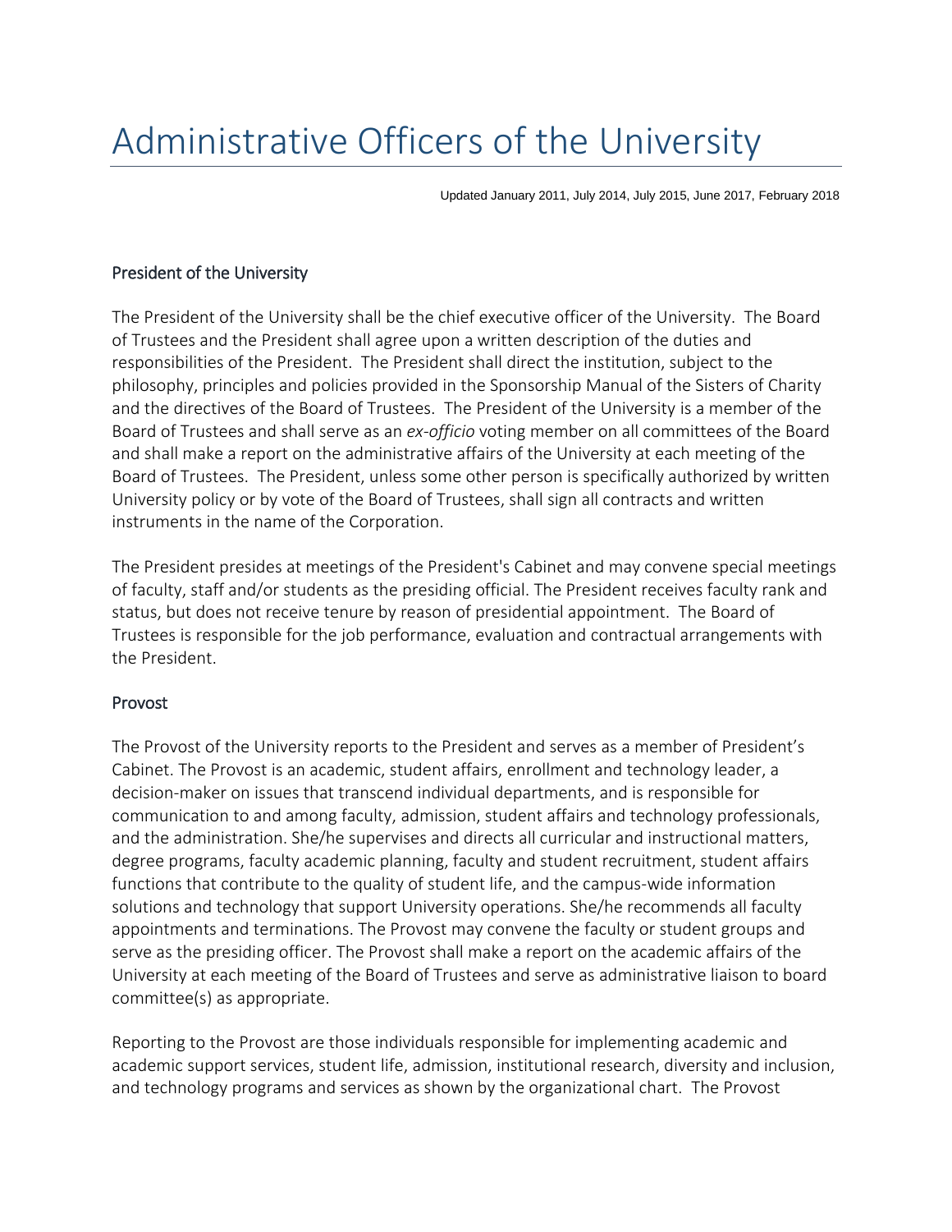# Administrative Officers of the University

Updated January 2011, July 2014, July 2015, June 2017, February 2018

## President of the University

The President of the University shall be the chief executive officer of the University. The Board of Trustees and the President shall agree upon a written description of the duties and responsibilities of the President. The President shall direct the institution, subject to the philosophy, principles and policies provided in the Sponsorship Manual of the Sisters of Charity and the directives of the Board of Trustees. The President of the University is a member of the Board of Trustees and shall serve as an *ex-officio* voting member on all committees of the Board and shall make a report on the administrative affairs of the University at each meeting of the Board of Trustees. The President, unless some other person is specifically authorized by written University policy or by vote of the Board of Trustees, shall sign all contracts and written instruments in the name of the Corporation.

The President presides at meetings of the President's Cabinet and may convene special meetings of faculty, staff and/or students as the presiding official. The President receives faculty rank and status, but does not receive tenure by reason of presidential appointment. The Board of Trustees is responsible for the job performance, evaluation and contractual arrangements with the President.

## Provost

The Provost of the University reports to the President and serves as a member of President's Cabinet. The Provost is an academic, student affairs, enrollment and technology leader, a decision-maker on issues that transcend individual departments, and is responsible for communication to and among faculty, admission, student affairs and technology professionals, and the administration. She/he supervises and directs all curricular and instructional matters, degree programs, faculty academic planning, faculty and student recruitment, student affairs functions that contribute to the quality of student life, and the campus-wide information solutions and technology that support University operations. She/he recommends all faculty appointments and terminations. The Provost may convene the faculty or student groups and serve as the presiding officer. The Provost shall make a report on the academic affairs of the University at each meeting of the Board of Trustees and serve as administrative liaison to board committee(s) as appropriate.

Reporting to the Provost are those individuals responsible for implementing academic and academic support services, student life, admission, institutional research, diversity and inclusion, and technology programs and services as shown by the organizational chart. The Provost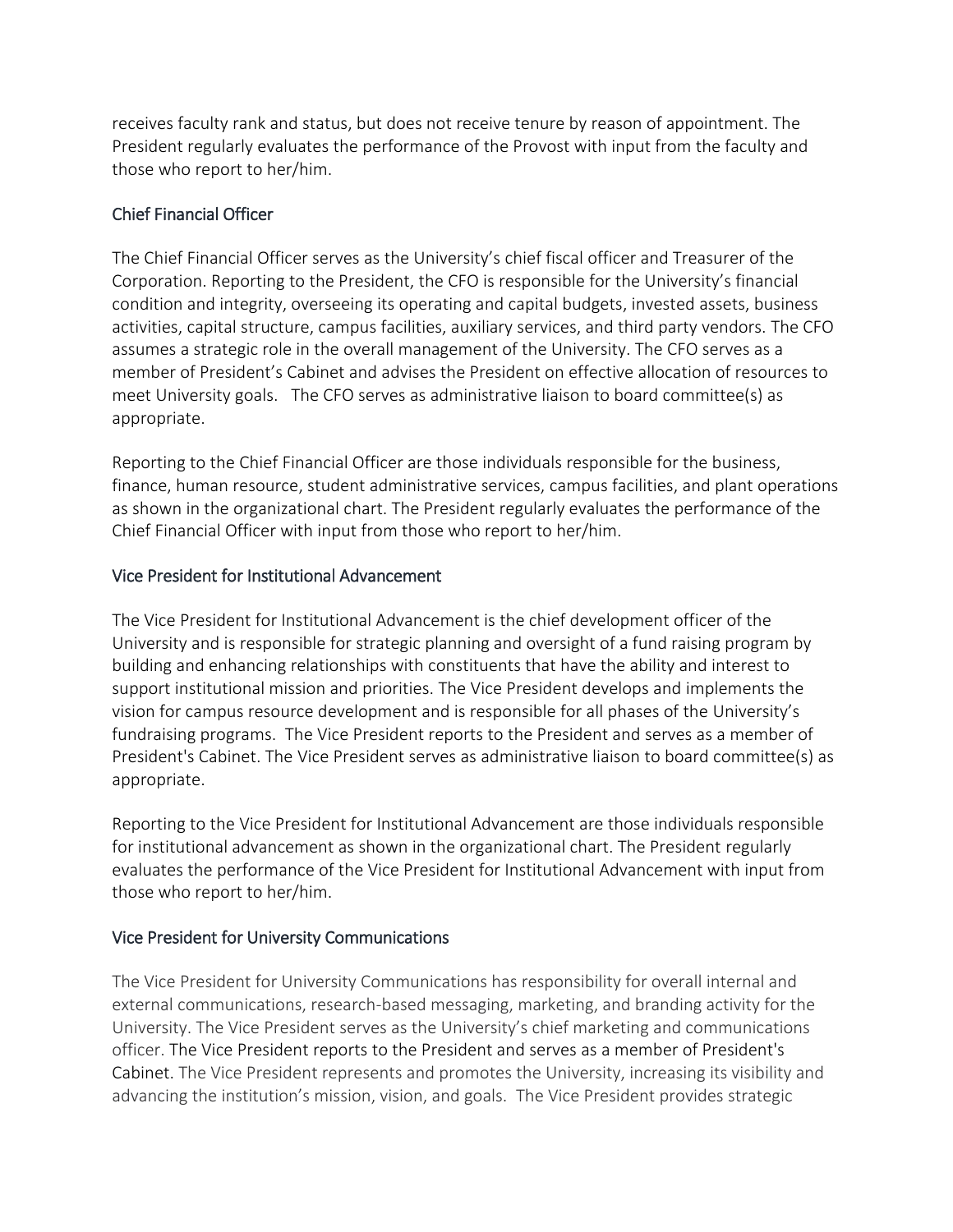receives faculty rank and status, but does not receive tenure by reason of appointment. The President regularly evaluates the performance of the Provost with input from the faculty and those who report to her/him.

### Chief Financial Officer

The Chief Financial Officer serves as the University's chief fiscal officer and Treasurer of the Corporation. Reporting to the President, the CFO is responsible for the University's financial condition and integrity, overseeing its operating and capital budgets, invested assets, business activities, capital structure, campus facilities, auxiliary services, and third party vendors. The CFO assumes a strategic role in the overall management of the University. The CFO serves as a member of President's Cabinet and advises the President on effective allocation of resources to meet University goals. The CFO serves as administrative liaison to board committee(s) as appropriate.

Reporting to the Chief Financial Officer are those individuals responsible for the business, finance, human resource, student administrative services, campus facilities, and plant operations as shown in the organizational chart. The President regularly evaluates the performance of the Chief Financial Officer with input from those who report to her/him.

### Vice President for Institutional Advancement

The Vice President for Institutional Advancement is the chief development officer of the University and is responsible for strategic planning and oversight of a fund raising program by building and enhancing relationships with constituents that have the ability and interest to support institutional mission and priorities. The Vice President develops and implements the vision for campus resource development and is responsible for all phases of the University's fundraising programs. The Vice President reports to the President and serves as a member of President's Cabinet. The Vice President serves as administrative liaison to board committee(s) as appropriate.

Reporting to the Vice President for Institutional Advancement are those individuals responsible for institutional advancement as shown in the organizational chart. The President regularly evaluates the performance of the Vice President for Institutional Advancement with input from those who report to her/him.

### Vice President for University Communications

The Vice President for University Communications has responsibility for overall internal and external communications, research-based messaging, marketing, and branding activity for the University. The Vice President serves as the University's chief marketing and communications officer. The Vice President reports to the President and serves as a member of President's Cabinet. The Vice President represents and promotes the University, increasing its visibility and advancing the institution's mission, vision, and goals. The Vice President provides strategic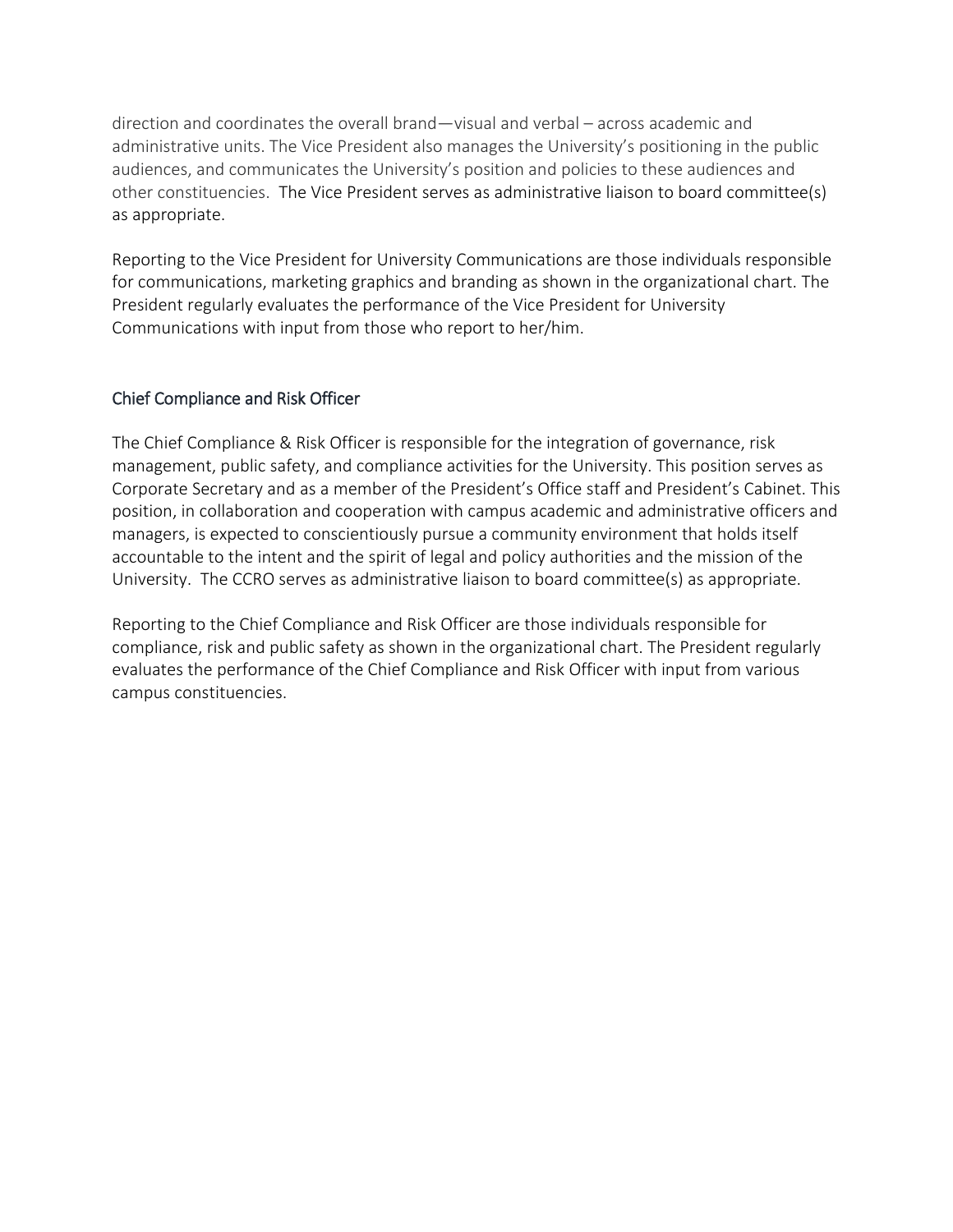direction and coordinates the overall brand—visual and verbal – across academic and administrative units. The Vice President also manages the University's positioning in the public audiences, and communicates the University's position and policies to these audiences and other constituencies. The Vice President serves as administrative liaison to board committee(s) as appropriate.

Reporting to the Vice President for University Communications are those individuals responsible for communications, marketing graphics and branding as shown in the organizational chart. The President regularly evaluates the performance of the Vice President for University Communications with input from those who report to her/him.

## Chief Compliance and Risk Officer

The Chief Compliance & Risk Officer is responsible for the integration of governance, risk management, public safety, and compliance activities for the University. This position serves as Corporate Secretary and as a member of the President's Office staff and President's Cabinet. This position, in collaboration and cooperation with campus academic and administrative officers and managers, is expected to conscientiously pursue a community environment that holds itself accountable to the intent and the spirit of legal and policy authorities and the mission of the University. The CCRO serves as administrative liaison to board committee(s) as appropriate.

Reporting to the Chief Compliance and Risk Officer are those individuals responsible for compliance, risk and public safety as shown in the organizational chart. The President regularly evaluates the performance of the Chief Compliance and Risk Officer with input from various campus constituencies.